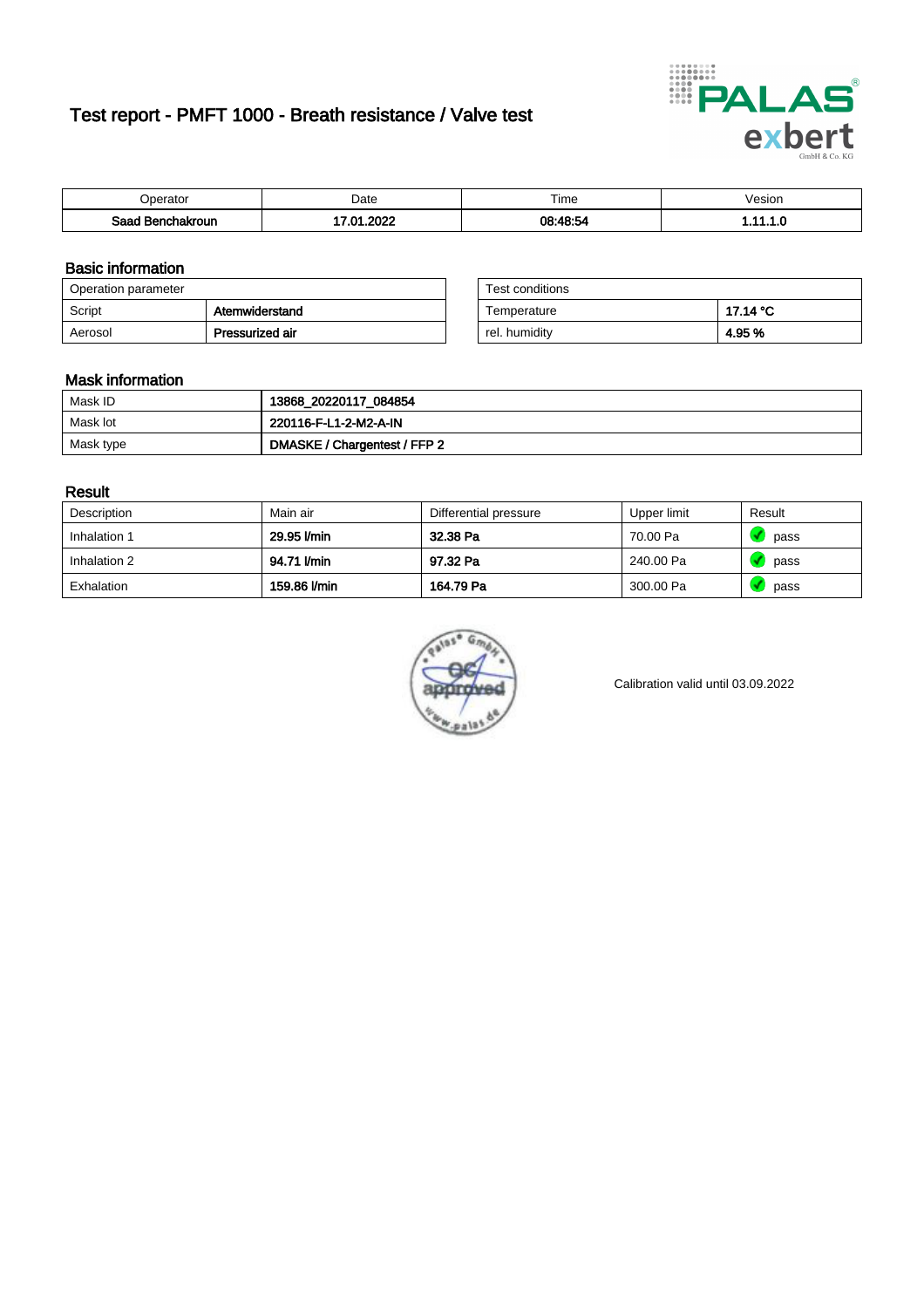# Test report - PMFT 1000 - Breath resistance / Valve test

| Operator | Date | Time | Vesion |
|---|---|---|---|
| **Saad Benchakroun** | **17.01.2022** | **08:48:54** | **1.11.1.0** |

## Basic information

| Operation parameter | |
|---|---|
| Script | **Atemwiderstand** |
| Aerosol | **Pressurized air** |

| Test conditions | |
|---|---|
| Temperature | **17.14 °C** |
| rel. humidity | **4.95 %** |

## Mask information

| | |
|---|---|
| Mask ID | **13868_20220117_084854** |
| Mask lot | **220116-F-L1-2-M2-A-IN** |
| Mask type | **DMASKE / Chargentest / FFP 2** |

## Result

| Description | Main air | Differential pressure | Upper limit | Result |
|---|---|---|---|---|
| Inhalation 1 | **29.95 l/min** | **32.38 Pa** | 70.00 Pa | pass |
| Inhalation 2 | **94.71 l/min** | **97.32 Pa** | 240.00 Pa | pass |
| Exhalation | **159.86 l/min** | **164.79 Pa** | 300.00 Pa | pass |

Calibration valid until 03.09.2022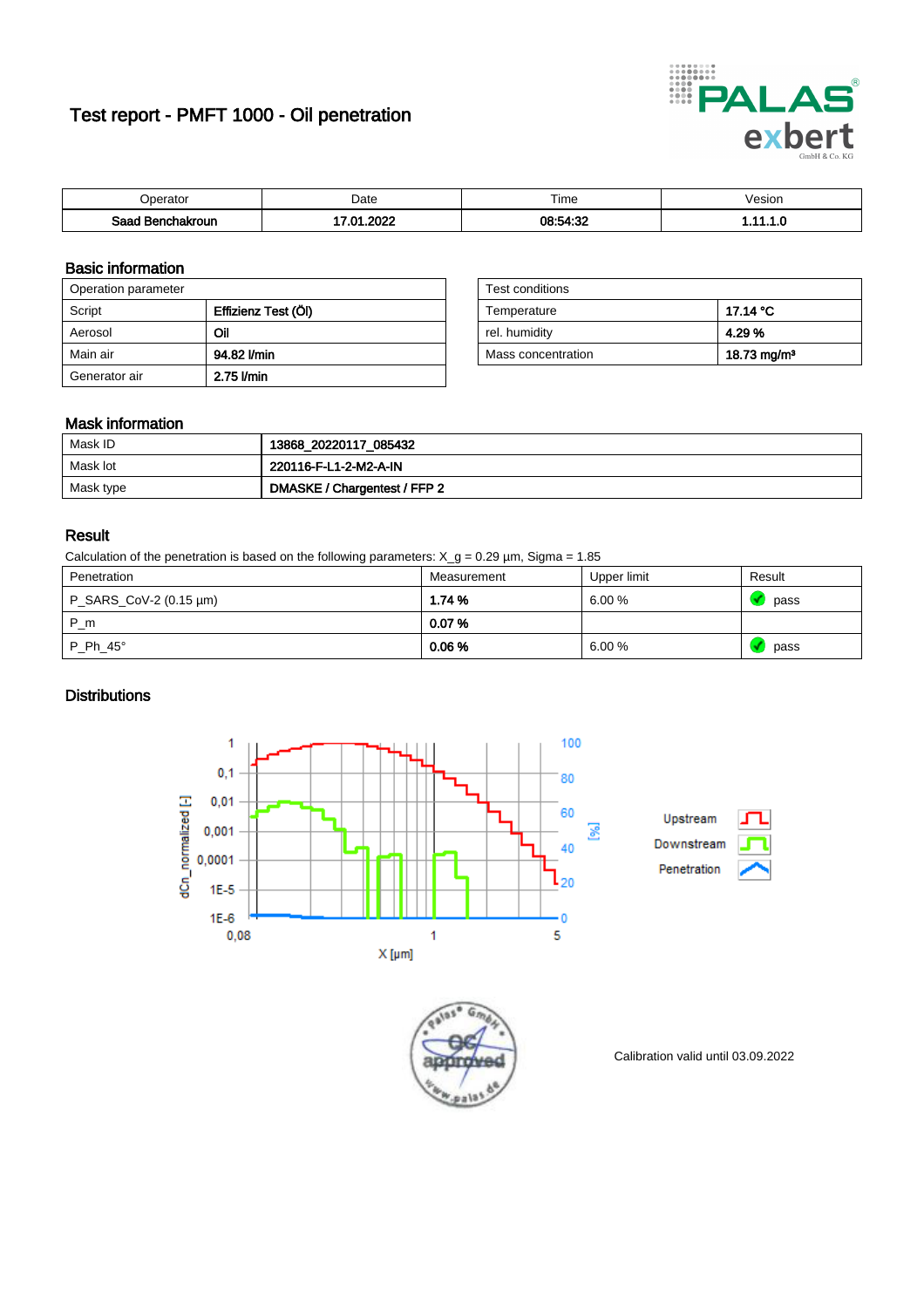# Test report - PMFT 1000 - Oil penetration

| Operator | Date | Time | Vesion |
|---|---|---|---|
| Saad Benchakroun | 17.01.2022 | 08:54:32 | 1.11.1.0 |

## Basic information

| Operation parameter | |
|---|---|
| Script | Effizienz Test (Öl) |
| Aerosol | Oil |
| Main air | 94.82 l/min |
| Generator air | 2.75 l/min |

| Test conditions | |
|---|---|
| Temperature | 17.14 °C |
| rel. humidity | 4.29 % |
| Mass concentration | 18.73 mg/m³ |

## Mask information

| | |
|---|---|
| Mask ID | 13868_20220117_085432 |
| Mask lot | 220116-F-L1-2-M2-A-IN |
| Mask type | DMASKE / Chargentest / FFP 2 |

## Result

Calculation of the penetration is based on the following parameters: X_g = 0.29 µm, Sigma = 1.85

| Penetration | Measurement | Upper limit | Result |
|---|---|---|---|
| P_SARS_CoV-2 (0.15 µm) | 1.74 % | 6.00 % | pass |
| P_m | 0.07 % | | |
| P_Ph_45° | 0.06 % | 6.00 % | pass |

## Distributions

dCn_normalized [-]
1
0,1
0,01
0,001
0,0001
1E-5
1E-6
0,08
1
5
X [µm]
[%]
100
80
60
40
20
0
Upstream
Downstream
Penetration

Calibration valid until 03.09.2022